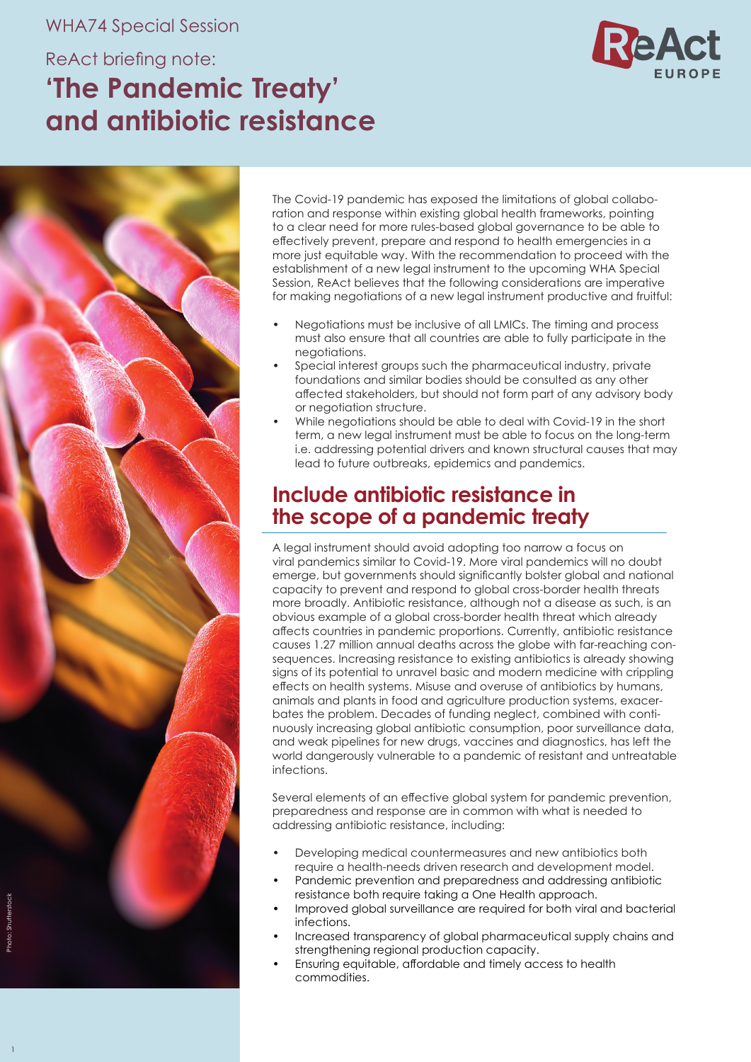WHA74 Special Session

ReAct briefing note:

# 'The Pandemic Treaty' and antibiotic resistance

The Covid-19 pandemic has exposed the limitations of global collaboration and response within existing global health frameworks, pointing to a clear need for more rules-based global governance to be able to effectively prevent, prepare and respond to health emergencies in a more just equitable way. With the recommendation to proceed with the establishment of a new legal instrument to the upcoming WHA Special Session, ReAct believes that the following considerations are imperative for making negotiations of a new legal instrument productive and fruitful:

- Negotiations must be inclusive of all LMICs. The timing and process must also ensure that all countries are able to fully participate in the negotiations.
- Special interest groups such the pharmaceutical industry, private foundations and similar bodies should be consulted as any other affected stakeholders, but should not form part of any advisory body or negotiation structure.
- While negotiations should be able to deal with Covid-19 in the short term, a new legal instrument must be able to focus on the long-term i.e. addressing potential drivers and known structural causes that may lead to future outbreaks, epidemics and pandemics.

## Include antibiotic resistance in the scope of a pandemic treaty

A legal instrument should avoid adopting too narrow a focus on viral pandemics similar to Covid-19. More viral pandemics will no doubt emerge, but governments should significantly bolster global and national capacity to prevent and respond to global cross-border health threats more broadly. Antibiotic resistance, although not a disease as such, is an obvious example of a global cross-border health threat which already affects countries in pandemic proportions. Currently, antibiotic resistance causes 1.27 million annual deaths across the globe with far-reaching consequences. Increasing resistance to existing antibiotics is already showing signs of its potential to unravel basic and modern medicine with crippling effects on health systems. Misuse and overuse of antibiotics by humans, animals and plants in food and agriculture production systems, exacerbates the problem. Decades of funding neglect, combined with continuously increasing global antibiotic consumption, poor surveillance data, and weak pipelines for new drugs, vaccines and diagnostics, has left the world dangerously vulnerable to a pandemic of resistant and untreatable infections.

Several elements of an effective global system for pandemic prevention, preparedness and response are in common with what is needed to addressing antibiotic resistance, including:

- Developing medical countermeasures and new antibiotics both require a health-needs driven research and development model.
- Pandemic prevention and preparedness and addressing antibiotic resistance both require taking a One Health approach.
- Improved global surveillance are required for both viral and bacterial infections.
- Increased transparency of global pharmaceutical supply chains and strengthening regional production capacity.
- Ensuring equitable, affordable and timely access to health commodities.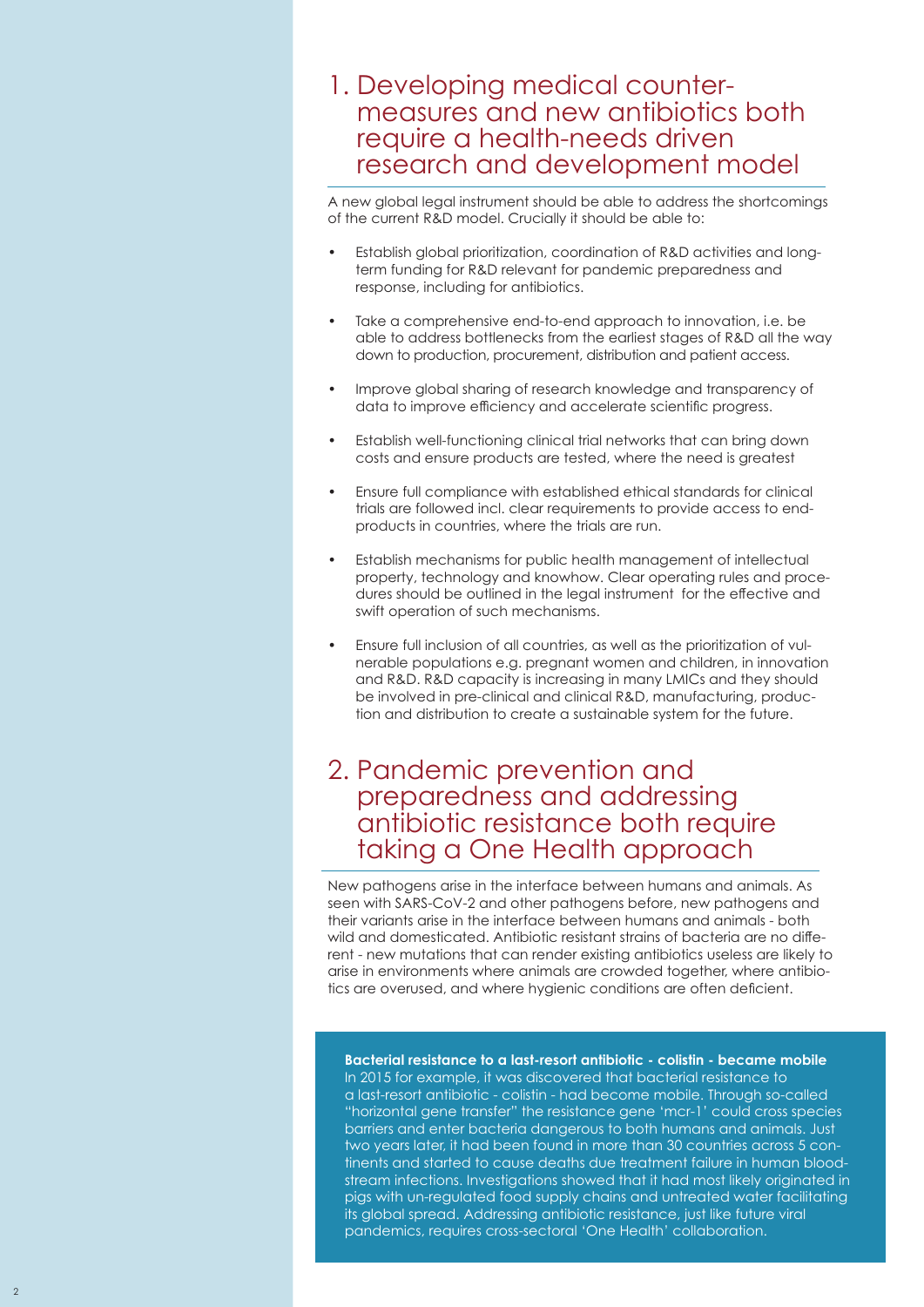## 1. Developing medical countermeasures and new antibiotics both require a health-needs driven research and development model

A new global legal instrument should be able to address the shortcomings of the current R&D model. Crucially it should be able to:

- Establish global prioritization, coordination of R&D activities and long-term funding for R&D relevant for pandemic preparedness and response, including for antibiotics.
- Take a comprehensive end-to-end approach to innovation, i.e. be able to address bottlenecks from the earliest stages of R&D all the way down to production, procurement, distribution and patient access.
- Improve global sharing of research knowledge and transparency of data to improve efficiency and accelerate scientific progress.
- Establish well-functioning clinical trial networks that can bring down costs and ensure products are tested, where the need is greatest
- Ensure full compliance with established ethical standards for clinical trials are followed incl. clear requirements to provide access to end-products in countries, where the trials are run.
- Establish mechanisms for public health management of intellectual property, technology and knowhow. Clear operating rules and procedures should be outlined in the legal instrument for the effective and swift operation of such mechanisms.
- Ensure full inclusion of all countries, as well as the prioritization of vulnerable populations e.g. pregnant women and children, in innovation and R&D. R&D capacity is increasing in many LMICs and they should be involved in pre-clinical and clinical R&D, manufacturing, production and distribution to create a sustainable system for the future.

## 2. Pandemic prevention and preparedness and addressing antibiotic resistance both require taking a One Health approach

New pathogens arise in the interface between humans and animals. As seen with SARS-CoV-2 and other pathogens before, new pathogens and their variants arise in the interface between humans and animals - both wild and domesticated. Antibiotic resistant strains of bacteria are no different - new mutations that can render existing antibiotics useless are likely to arise in environments where animals are crowded together, where antibiotics are overused, and where hygienic conditions are often deficient.

**Bacterial resistance to a last-resort antibiotic - colistin - became mobile**

In 2015 for example, it was discovered that bacterial resistance to a last-resort antibiotic - colistin - had become mobile. Through so-called "horizontal gene transfer" the resistance gene 'mcr-1' could cross species barriers and enter bacteria dangerous to both humans and animals. Just two years later, it had been found in more than 30 countries across 5 continents and started to cause deaths due treatment failure in human bloodstream infections. Investigations showed that it had most likely originated in pigs with un-regulated food supply chains and untreated water facilitating its global spread. Addressing antibiotic resistance, just like future viral pandemics, requires cross-sectoral 'One Health' collaboration.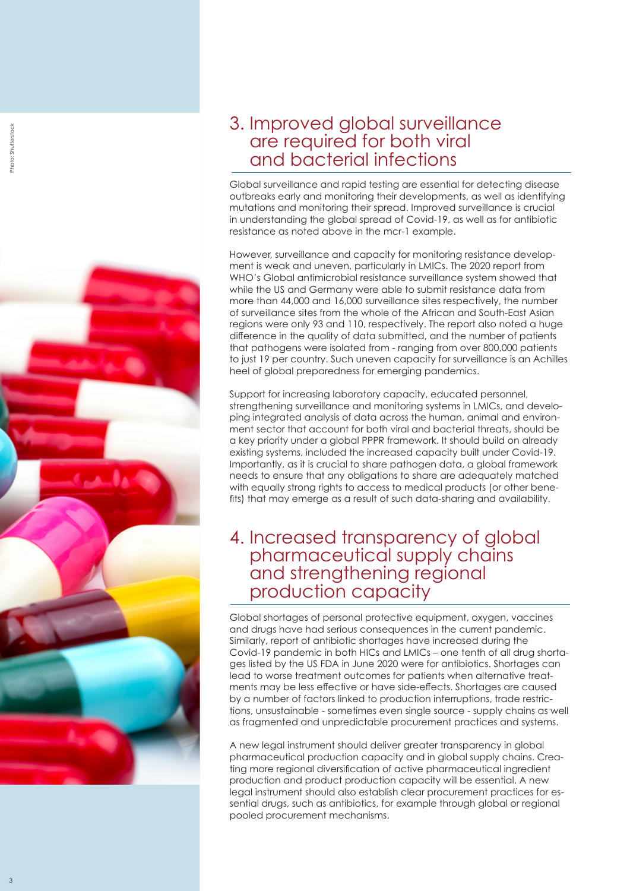## 3. Improved global surveillance are required for both viral and bacterial infections

Global surveillance and rapid testing are essential for detecting disease outbreaks early and monitoring their developments, as well as identifying mutations and monitoring their spread. Improved surveillance is crucial in understanding the global spread of Covid-19, as well as for antibiotic resistance as noted above in the mcr-1 example.

However, surveillance and capacity for monitoring resistance development is weak and uneven, particularly in LMICs. The 2020 report from WHO's Global antimicrobial resistance surveillance system showed that while the US and Germany were able to submit resistance data from more than 44,000 and 16,000 surveillance sites respectively, the number of surveillance sites from the whole of the African and South-East Asian regions were only 93 and 110, respectively. The report also noted a huge difference in the quality of data submitted, and the number of patients that pathogens were isolated from - ranging from over 800,000 patients to just 19 per country. Such uneven capacity for surveillance is an Achilles heel of global preparedness for emerging pandemics.

Support for increasing laboratory capacity, educated personnel, strengthening surveillance and monitoring systems in LMICs, and developing integrated analysis of data across the human, animal and environment sector that account for both viral and bacterial threats, should be a key priority under a global PPPR framework. It should build on already existing systems, included the increased capacity built under Covid-19. Importantly, as it is crucial to share pathogen data, a global framework needs to ensure that any obligations to share are adequately matched with equally strong rights to access to medical products (or other benefits) that may emerge as a result of such data-sharing and availability.

## 4. Increased transparency of global pharmaceutical supply chains and strengthening regional production capacity

Global shortages of personal protective equipment, oxygen, vaccines and drugs have had serious consequences in the current pandemic. Similarly, report of antibiotic shortages have increased during the Covid-19 pandemic in both HICs and LMICs – one tenth of all drug shortages listed by the US FDA in June 2020 were for antibiotics. Shortages can lead to worse treatment outcomes for patients when alternative treatments may be less effective or have side-effects. Shortages are caused by a number of factors linked to production interruptions, trade restrictions, unsustainable - sometimes even single source - supply chains as well as fragmented and unpredictable procurement practices and systems.

A new legal instrument should deliver greater transparency in global pharmaceutical production capacity and in global supply chains. Creating more regional diversification of active pharmaceutical ingredient production and product production capacity will be essential. A new legal instrument should also establish clear procurement practices for essential drugs, such as antibiotics, for example through global or regional pooled procurement mechanisms.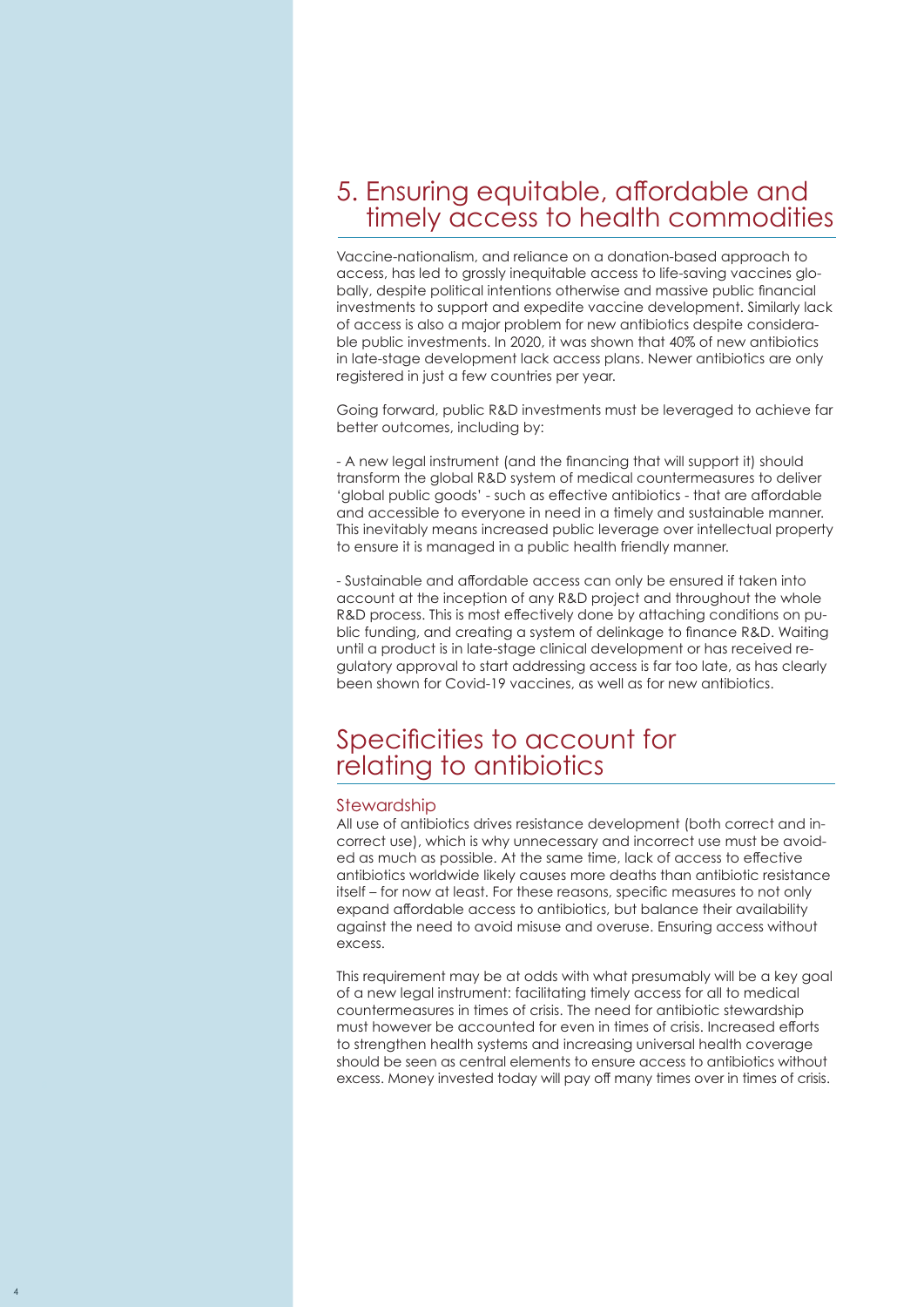## 5. Ensuring equitable, affordable and timely access to health commodities

Vaccine-nationalism, and reliance on a donation-based approach to access, has led to grossly inequitable access to life-saving vaccines globally, despite political intentions otherwise and massive public financial investments to support and expedite vaccine development. Similarly lack of access is also a major problem for new antibiotics despite considerable public investments. In 2020, it was shown that 40% of new antibiotics in late-stage development lack access plans. Newer antibiotics are only registered in just a few countries per year.

Going forward, public R&D investments must be leveraged to achieve far better outcomes, including by:

- A new legal instrument (and the financing that will support it) should transform the global R&D system of medical countermeasures to deliver 'global public goods' - such as effective antibiotics - that are affordable and accessible to everyone in need in a timely and sustainable manner. This inevitably means increased public leverage over intellectual property to ensure it is managed in a public health friendly manner.

- Sustainable and affordable access can only be ensured if taken into account at the inception of any R&D project and throughout the whole R&D process. This is most effectively done by attaching conditions on public funding, and creating a system of delinkage to finance R&D. Waiting until a product is in late-stage clinical development or has received regulatory approval to start addressing access is far too late, as has clearly been shown for Covid-19 vaccines, as well as for new antibiotics.

## Specificities to account for relating to antibiotics

### Stewardship

All use of antibiotics drives resistance development (both correct and incorrect use), which is why unnecessary and incorrect use must be avoided as much as possible. At the same time, lack of access to effective antibiotics worldwide likely causes more deaths than antibiotic resistance itself – for now at least. For these reasons, specific measures to not only expand affordable access to antibiotics, but balance their availability against the need to avoid misuse and overuse. Ensuring access without excess.

This requirement may be at odds with what presumably will be a key goal of a new legal instrument: facilitating timely access for all to medical countermeasures in times of crisis. The need for antibiotic stewardship must however be accounted for even in times of crisis. Increased efforts to strengthen health systems and increasing universal health coverage should be seen as central elements to ensure access to antibiotics without excess. Money invested today will pay off many times over in times of crisis.